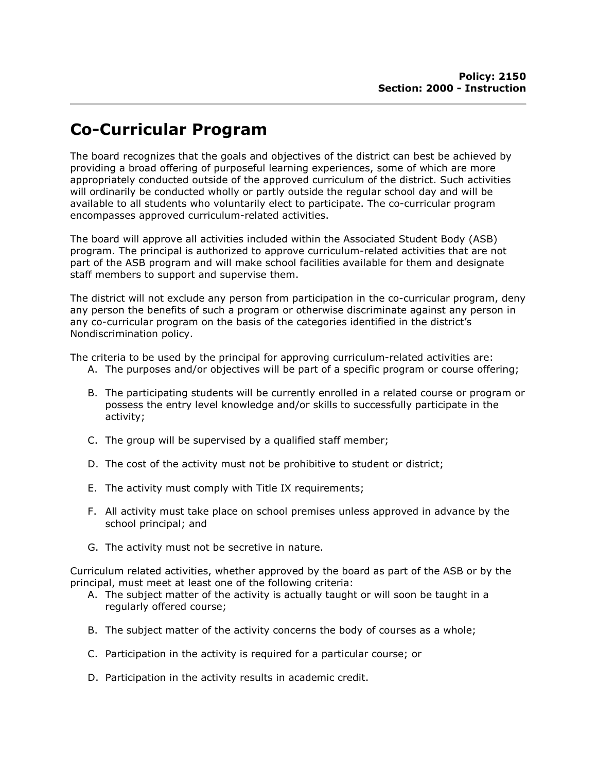**Policy: 2150**
**Section: 2000 - Instruction**

# Co-Curricular Program

The board recognizes that the goals and objectives of the district can best be achieved by providing a broad offering of purposeful learning experiences, some of which are more appropriately conducted outside of the approved curriculum of the district. Such activities will ordinarily be conducted wholly or partly outside the regular school day and will be available to all students who voluntarily elect to participate. The co-curricular program encompasses approved curriculum-related activities.

The board will approve all activities included within the Associated Student Body (ASB) program. The principal is authorized to approve curriculum-related activities that are not part of the ASB program and will make school facilities available for them and designate staff members to support and supervise them.

The district will not exclude any person from participation in the co-curricular program, deny any person the benefits of such a program or otherwise discriminate against any person in any co-curricular program on the basis of the categories identified in the district's Nondiscrimination policy.

The criteria to be used by the principal for approving curriculum-related activities are:

A. The purposes and/or objectives will be part of a specific program or course offering;

B. The participating students will be currently enrolled in a related course or program or possess the entry level knowledge and/or skills to successfully participate in the activity;

C. The group will be supervised by a qualified staff member;

D. The cost of the activity must not be prohibitive to student or district;

E. The activity must comply with Title IX requirements;

F. All activity must take place on school premises unless approved in advance by the school principal; and

G. The activity must not be secretive in nature.

Curriculum related activities, whether approved by the board as part of the ASB or by the principal, must meet at least one of the following criteria:

A. The subject matter of the activity is actually taught or will soon be taught in a regularly offered course;

B. The subject matter of the activity concerns the body of courses as a whole;

C. Participation in the activity is required for a particular course; or

D. Participation in the activity results in academic credit.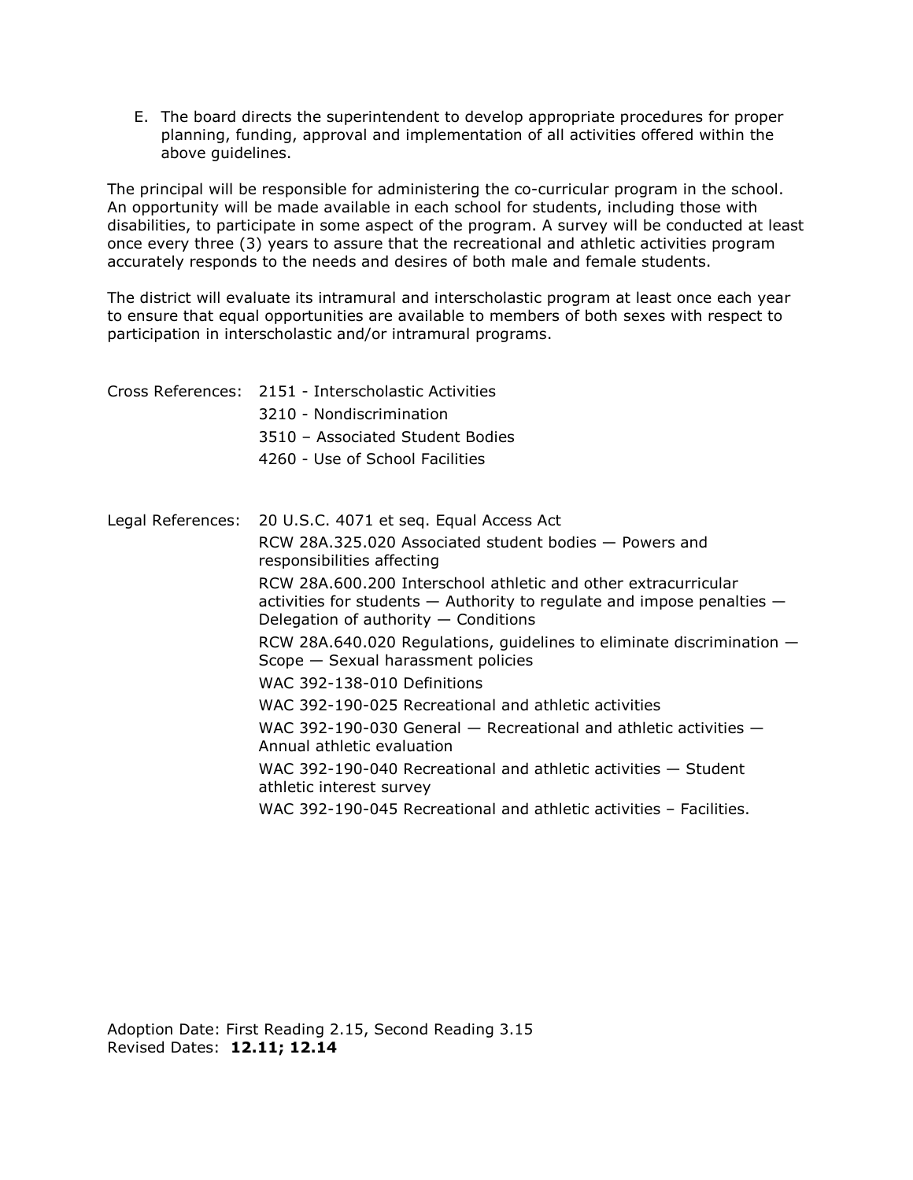E. The board directs the superintendent to develop appropriate procedures for proper planning, funding, approval and implementation of all activities offered within the above guidelines.

The principal will be responsible for administering the co-curricular program in the school. An opportunity will be made available in each school for students, including those with disabilities, to participate in some aspect of the program. A survey will be conducted at least once every three (3) years to assure that the recreational and athletic activities program accurately responds to the needs and desires of both male and female students.

The district will evaluate its intramural and interscholastic program at least once each year to ensure that equal opportunities are available to members of both sexes with respect to participation in interscholastic and/or intramural programs.

| | |
|---|---|
| Cross References: | 2151 - Interscholastic Activities |
| | 3210 - Nondiscrimination |
| | 3510 – Associated Student Bodies |
| | 4260 - Use of School Facilities |

| | |
|---|---|
| Legal References: | 20 U.S.C. 4071 et seq. Equal Access Act |
| | RCW 28A.325.020 Associated student bodies — Powers and responsibilities affecting |
| | RCW 28A.600.200 Interschool athletic and other extracurricular activities for students — Authority to regulate and impose penalties — Delegation of authority — Conditions |
| | RCW 28A.640.020 Regulations, guidelines to eliminate discrimination — Scope — Sexual harassment policies |
| | WAC 392-138-010 Definitions |
| | WAC 392-190-025 Recreational and athletic activities |
| | WAC 392-190-030 General — Recreational and athletic activities — Annual athletic evaluation |
| | WAC 392-190-040 Recreational and athletic activities — Student athletic interest survey |
| | WAC 392-190-045 Recreational and athletic activities – Facilities. |

Adoption Date: First Reading 2.15, Second Reading 3.15
Revised Dates: **12.11; 12.14**